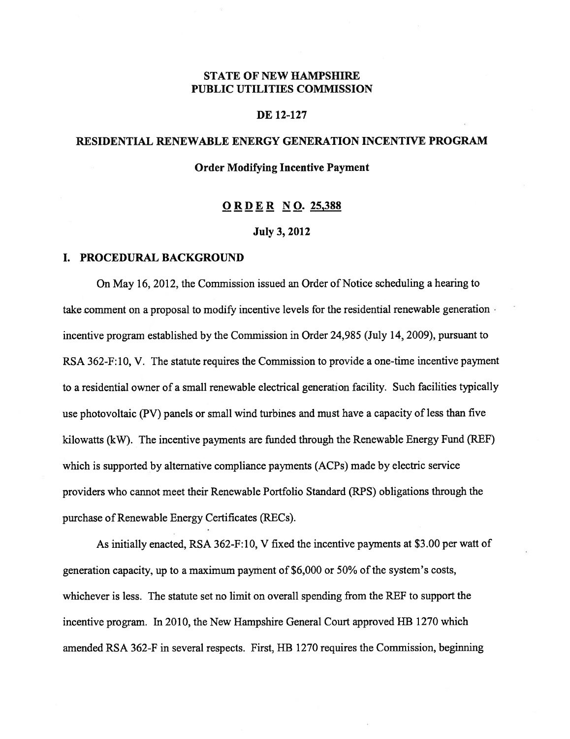# STATE OF NEW HAMPSHIRE
# PUBLIC UTILITIES COMMISSION

## DE 12-127

## RESIDENTIAL RENEWABLE ENERGY GENERATION INCENTIVE PROGRAM

### Order Modifying Incentive Payment

### ORDER NO. 25,388

**July 3, 2012**

## I. PROCEDURAL BACKGROUND

On May 16, 2012, the Commission issued an Order of Notice scheduling a hearing to take comment on a proposal to modify incentive levels for the residential renewable generation incentive program established by the Commission in Order 24,985 (July 14, 2009), pursuant to RSA 362-F:10, V. The statute requires the Commission to provide a one-time incentive payment to a residential owner of a small renewable electrical generation facility. Such facilities typically use photovoltaic (PV) panels or small wind turbines and must have a capacity of less than five kilowatts (kW). The incentive payments are funded through the Renewable Energy Fund (REF) which is supported by alternative compliance payments (ACPs) made by electric service providers who cannot meet their Renewable Portfolio Standard (RPS) obligations through the purchase of Renewable Energy Certificates (RECs).

As initially enacted, RSA 362-F:10, V fixed the incentive payments at $3.00 per watt of generation capacity, up to a maximum payment of $6,000 or 50% of the system's costs, whichever is less. The statute set no limit on overall spending from the REF to support the incentive program. In 2010, the New Hampshire General Court approved HB 1270 which amended RSA 362-F in several respects. First, HB 1270 requires the Commission, beginning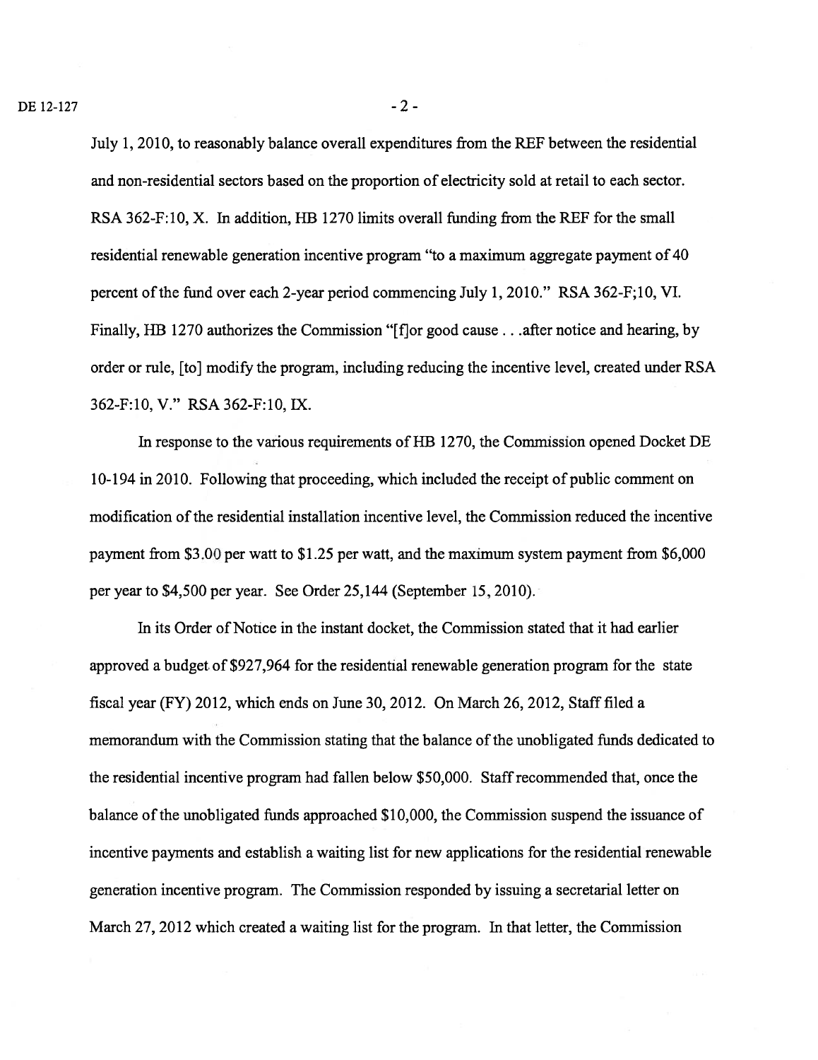July 1, 2010, to reasonably balance overall expenditures from the REF between the residential and non-residential sectors based on the proportion of electricity sold at retail to each sector. RSA 362-F:10, X. In addition, HB 1270 limits overall funding from the REF for the small residential renewable generation incentive program "to a maximum aggregate payment of 40 percent of the fund over each 2-year period commencing July 1, 2010." RSA 362-F;10, VI. Finally, HB 1270 authorizes the Commission "[f]or good cause . . .after notice and hearing, by order or rule, [to] modify the program, including reducing the incentive level, created under RSA 362-F:10, V." RSA 362-F:10, IX.

In response to the various requirements of HB 1270, the Commission opened Docket DE 10-194 in 2010. Following that proceeding, which included the receipt of public comment on modification of the residential installation incentive level, the Commission reduced the incentive payment from $3.00 per watt to $1.25 per watt, and the maximum system payment from $6,000 per year to $4,500 per year. See Order 25,144 (September 15, 2010).

In its Order of Notice in the instant docket, the Commission stated that it had earlier approved a budget of $927,964 for the residential renewable generation program for the state fiscal year (FY) 2012, which ends on June 30, 2012. On March 26, 2012, Staff filed a memorandum with the Commission stating that the balance of the unobligated funds dedicated to the residential incentive program had fallen below $50,000. Staff recommended that, once the balance of the unobligated funds approached $10,000, the Commission suspend the issuance of incentive payments and establish a waiting list for new applications for the residential renewable generation incentive program. The Commission responded by issuing a secretarial letter on March 27, 2012 which created a waiting list for the program. In that letter, the Commission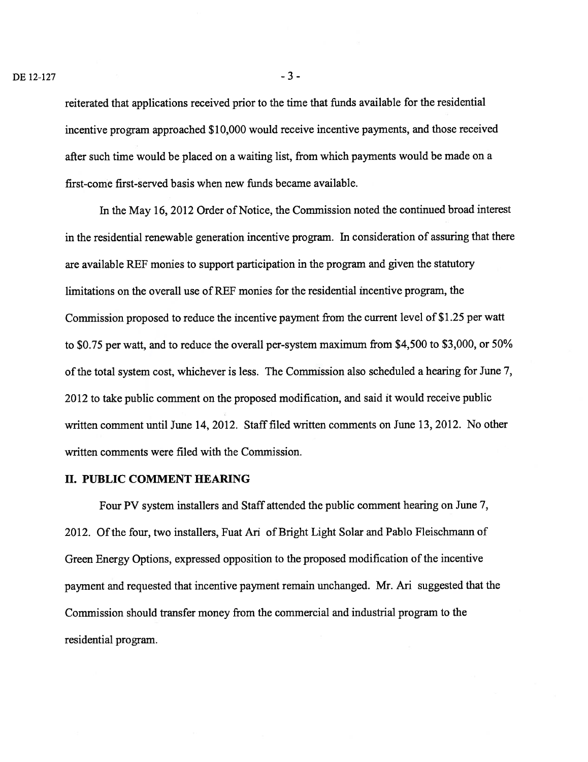reiterated that applications received prior to the time that funds available for the residential incentive program approached $10,000 would receive incentive payments, and those received after such time would be placed on a waiting list, from which payments would be made on a first-come first-served basis when new funds became available.

In the May 16, 2012 Order of Notice, the Commission noted the continued broad interest in the residential renewable generation incentive program. In consideration of assuring that there are available REF monies to support participation in the program and given the statutory limitations on the overall use of REF monies for the residential incentive program, the Commission proposed to reduce the incentive payment from the current level of $1.25 per watt to $0.75 per watt, and to reduce the overall per-system maximum from $4,500 to $3,000, or 50% of the total system cost, whichever is less. The Commission also scheduled a hearing for June 7, 2012 to take public comment on the proposed modification, and said it would receive public written comment until June 14, 2012. Staff filed written comments on June 13, 2012. No other written comments were filed with the Commission.

## II. PUBLIC COMMENT HEARING

Four PV system installers and Staff attended the public comment hearing on June 7, 2012. Of the four, two installers, Fuat Ari of Bright Light Solar and Pablo Fleischmann of Green Energy Options, expressed opposition to the proposed modification of the incentive payment and requested that incentive payment remain unchanged. Mr. Ari suggested that the Commission should transfer money from the commercial and industrial program to the residential program.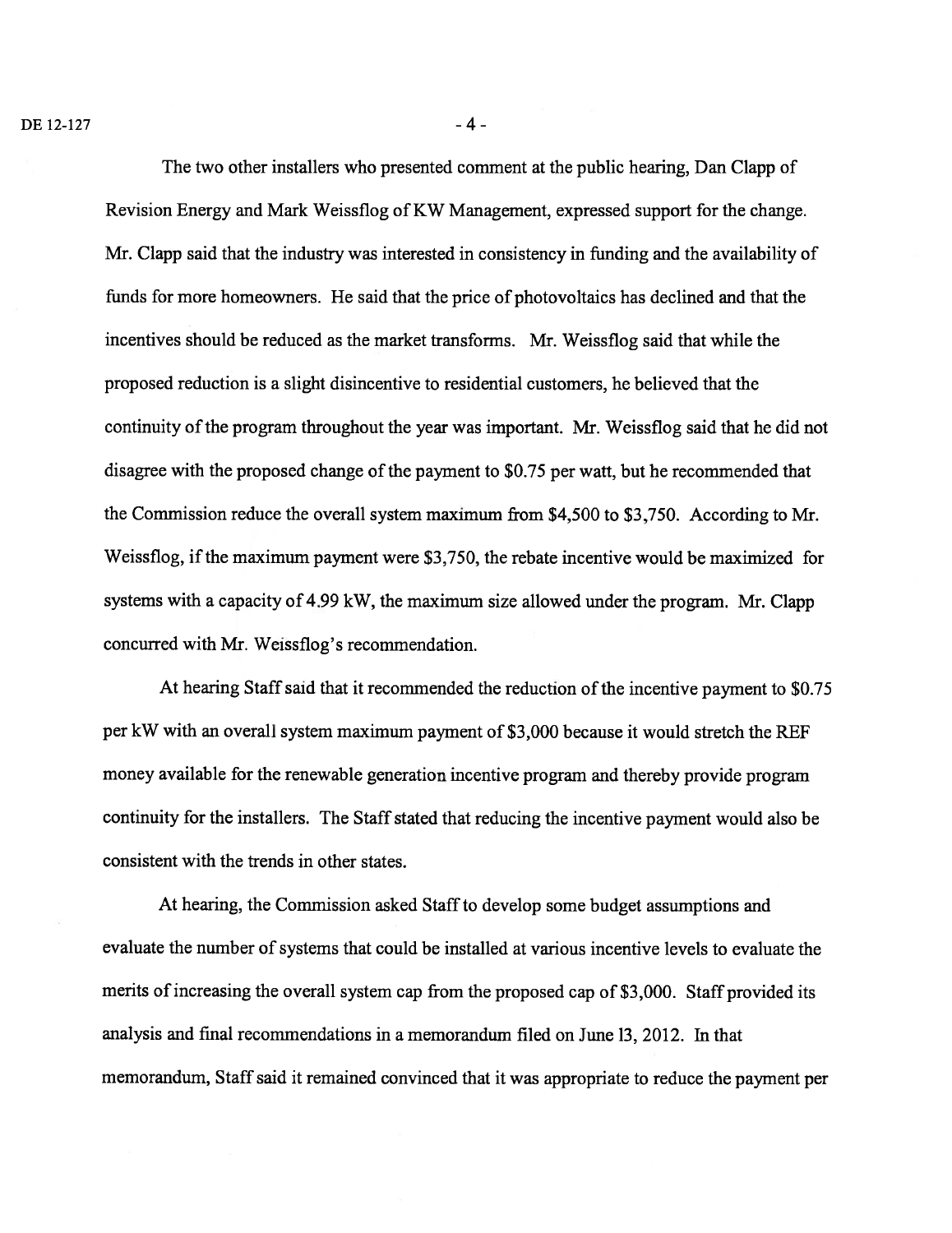The two other installers who presented comment at the public hearing, Dan Clapp of Revision Energy and Mark Weissflog of KW Management, expressed support for the change. Mr. Clapp said that the industry was interested in consistency in funding and the availability of funds for more homeowners. He said that the price of photovoltaics has declined and that the incentives should be reduced as the market transforms. Mr. Weissflog said that while the proposed reduction is a slight disincentive to residential customers, he believed that the continuity of the program throughout the year was important. Mr. Weissflog said that he did not disagree with the proposed change of the payment to $0.75 per watt, but he recommended that the Commission reduce the overall system maximum from $4,500 to $3,750. According to Mr. Weissflog, if the maximum payment were $3,750, the rebate incentive would be maximized for systems with a capacity of 4.99 kW, the maximum size allowed under the program. Mr. Clapp concurred with Mr. Weissflog's recommendation.

At hearing Staff said that it recommended the reduction of the incentive payment to $0.75 per kW with an overall system maximum payment of $3,000 because it would stretch the REF money available for the renewable generation incentive program and thereby provide program continuity for the installers. The Staff stated that reducing the incentive payment would also be consistent with the trends in other states.

At hearing, the Commission asked Staff to develop some budget assumptions and evaluate the number of systems that could be installed at various incentive levels to evaluate the merits of increasing the overall system cap from the proposed cap of $3,000. Staff provided its analysis and final recommendations in a memorandum filed on June 13, 2012. In that memorandum, Staff said it remained convinced that it was appropriate to reduce the payment per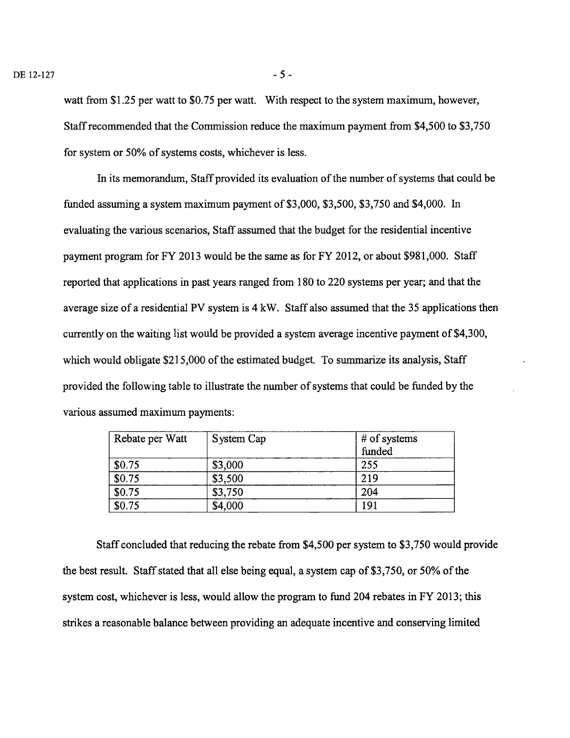watt from $1.25 per watt to $0.75 per watt. With respect to the system maximum, however, Staff recommended that the Commission reduce the maximum payment from $4,500 to $3,750 for system or 50% of systems costs, whichever is less.

In its memorandum, Staff provided its evaluation of the number of systems that could be funded assuming a system maximum payment of $3,000, $3,500, $3,750 and $4,000. In evaluating the various scenarios, Staff assumed that the budget for the residential incentive payment program for FY 2013 would be the same as for FY 2012, or about $981,000. Staff reported that applications in past years ranged from 180 to 220 systems per year; and that the average size of a residential PV system is 4 kW. Staff also assumed that the 35 applications then currently on the waiting list would be provided a system average incentive payment of $4,300, which would obligate $215,000 of the estimated budget. To summarize its analysis, Staff provided the following table to illustrate the number of systems that could be funded by the various assumed maximum payments:

| Rebate per Watt | System Cap | # of systems funded |
|---|---|---|
| $0.75 | $3,000 | 255 |
| $0.75 | $3,500 | 219 |
| $0.75 | $3,750 | 204 |
| $0.75 | $4,000 | 191 |

Staff concluded that reducing the rebate from $4,500 per system to $3,750 would provide the best result. Staff stated that all else being equal, a system cap of $3,750, or 50% of the system cost, whichever is less, would allow the program to fund 204 rebates in FY 2013; this strikes a reasonable balance between providing an adequate incentive and conserving limited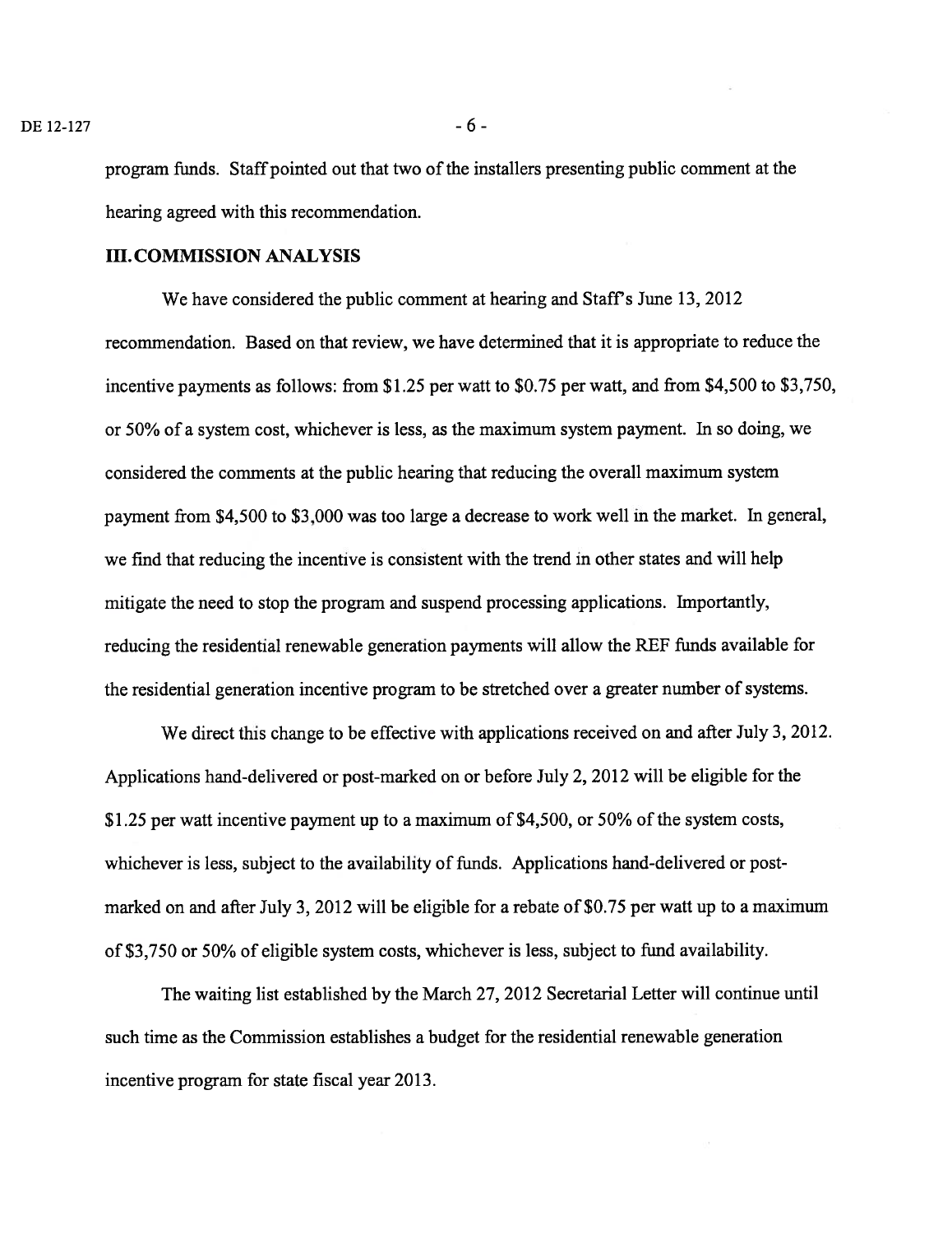program funds. Staff pointed out that two of the installers presenting public comment at the hearing agreed with this recommendation.

## III. COMMISSION ANALYSIS

We have considered the public comment at hearing and Staff's June 13, 2012 recommendation. Based on that review, we have determined that it is appropriate to reduce the incentive payments as follows: from $1.25 per watt to $0.75 per watt, and from $4,500 to $3,750, or 50% of a system cost, whichever is less, as the maximum system payment. In so doing, we considered the comments at the public hearing that reducing the overall maximum system payment from $4,500 to $3,000 was too large a decrease to work well in the market. In general, we find that reducing the incentive is consistent with the trend in other states and will help mitigate the need to stop the program and suspend processing applications. Importantly, reducing the residential renewable generation payments will allow the REF funds available for the residential generation incentive program to be stretched over a greater number of systems.

We direct this change to be effective with applications received on and after July 3, 2012. Applications hand-delivered or post-marked on or before July 2, 2012 will be eligible for the $1.25 per watt incentive payment up to a maximum of $4,500, or 50% of the system costs, whichever is less, subject to the availability of funds. Applications hand-delivered or post-marked on and after July 3, 2012 will be eligible for a rebate of $0.75 per watt up to a maximum of $3,750 or 50% of eligible system costs, whichever is less, subject to fund availability.

The waiting list established by the March 27, 2012 Secretarial Letter will continue until such time as the Commission establishes a budget for the residential renewable generation incentive program for state fiscal year 2013.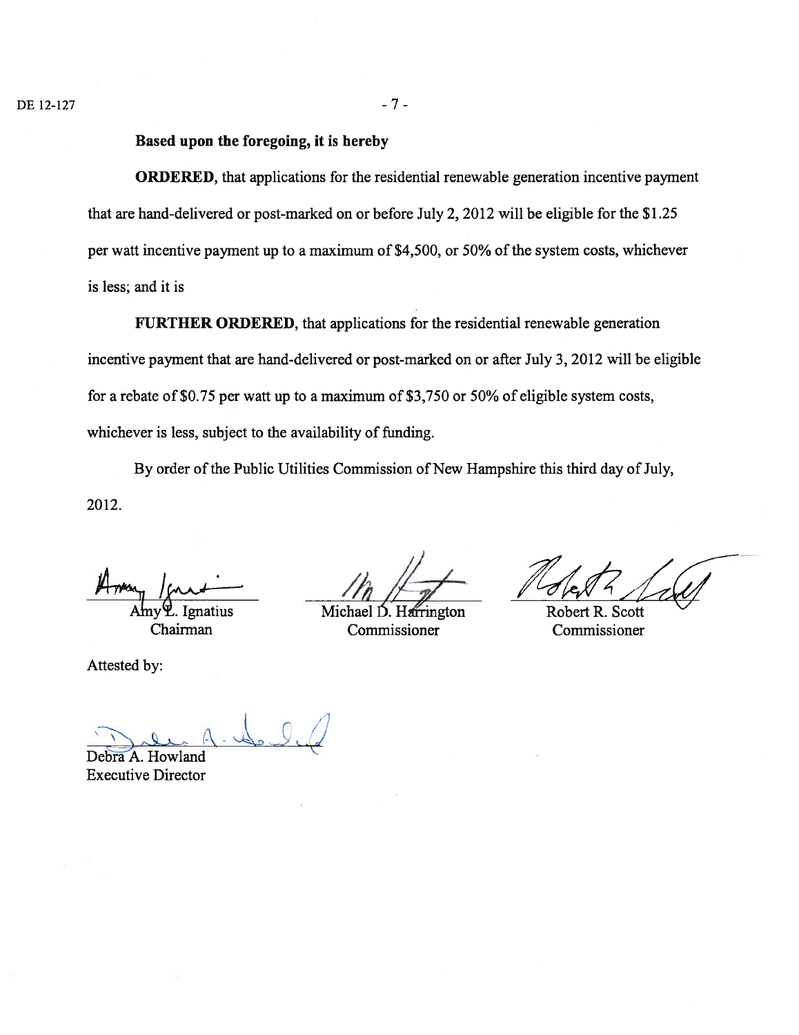**Based upon the foregoing, it is hereby**

**ORDERED**, that applications for the residential renewable generation incentive payment that are hand-delivered or post-marked on or before July 2, 2012 will be eligible for the $1.25 per watt incentive payment up to a maximum of $4,500, or 50% of the system costs, whichever is less; and it is

**FURTHER ORDERED**, that applications for the residential renewable generation incentive payment that are hand-delivered or post-marked on or after July 3, 2012 will be eligible for a rebate of $0.75 per watt up to a maximum of $3,750 or 50% of eligible system costs, whichever is less, subject to the availability of funding.

By order of the Public Utilities Commission of New Hampshire this third day of July, 2012.

| | | |
|---|---|---|
| Amy L. Ignatius<br>Chairman | Michael D. Harrington<br>Commissioner | Robert R. Scott<br>Commissioner |

Attested by:

Debra A. Howland
Executive Director